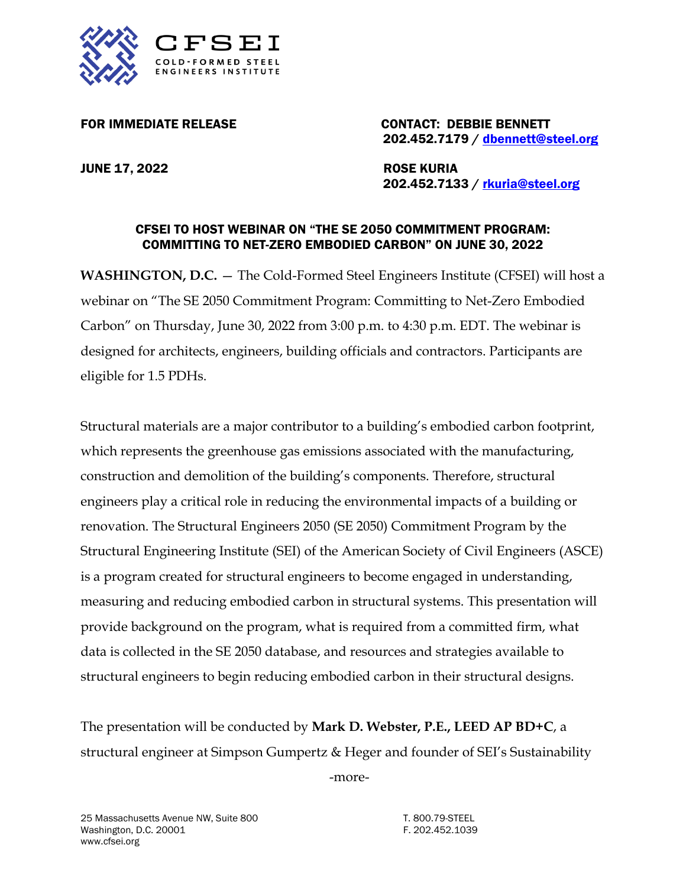CFSEI
COLD-FORMED STEEL ENGINEERS INSTITUTE

**FOR IMMEDIATE RELEASE**

**JUNE 17, 2022**

**CONTACT: DEBBIE BENNETT**
**202.452.7179 / [dbennett@steel.org](mailto:dbennett@steel.org)**

**ROSE KURIA**
**202.452.7133 / [rkuria@steel.org](mailto:rkuria@steel.org)**

## CFSEI TO HOST WEBINAR ON "THE SE 2050 COMMITMENT PROGRAM: COMMITTING TO NET-ZERO EMBODIED CARBON" ON JUNE 30, 2022

**WASHINGTON, D.C.** — The Cold-Formed Steel Engineers Institute (CFSEI) will host a webinar on "The SE 2050 Commitment Program: Committing to Net-Zero Embodied Carbon" on Thursday, June 30, 2022 from 3:00 p.m. to 4:30 p.m. EDT. The webinar is designed for architects, engineers, building officials and contractors. Participants are eligible for 1.5 PDHs.

Structural materials are a major contributor to a building's embodied carbon footprint, which represents the greenhouse gas emissions associated with the manufacturing, construction and demolition of the building's components. Therefore, structural engineers play a critical role in reducing the environmental impacts of a building or renovation. The Structural Engineers 2050 (SE 2050) Commitment Program by the Structural Engineering Institute (SEI) of the American Society of Civil Engineers (ASCE) is a program created for structural engineers to become engaged in understanding, measuring and reducing embodied carbon in structural systems. This presentation will provide background on the program, what is required from a committed firm, what data is collected in the SE 2050 database, and resources and strategies available to structural engineers to begin reducing embodied carbon in their structural designs.

The presentation will be conducted by **Mark D. Webster, P.E., LEED AP BD+C**, a structural engineer at Simpson Gumpertz & Heger and founder of SEI's Sustainability

-more-

25 Massachusetts Avenue NW, Suite 800
Washington, D.C. 20001
www.cfsei.org

T. 800.79-STEEL
F. 202.452.1039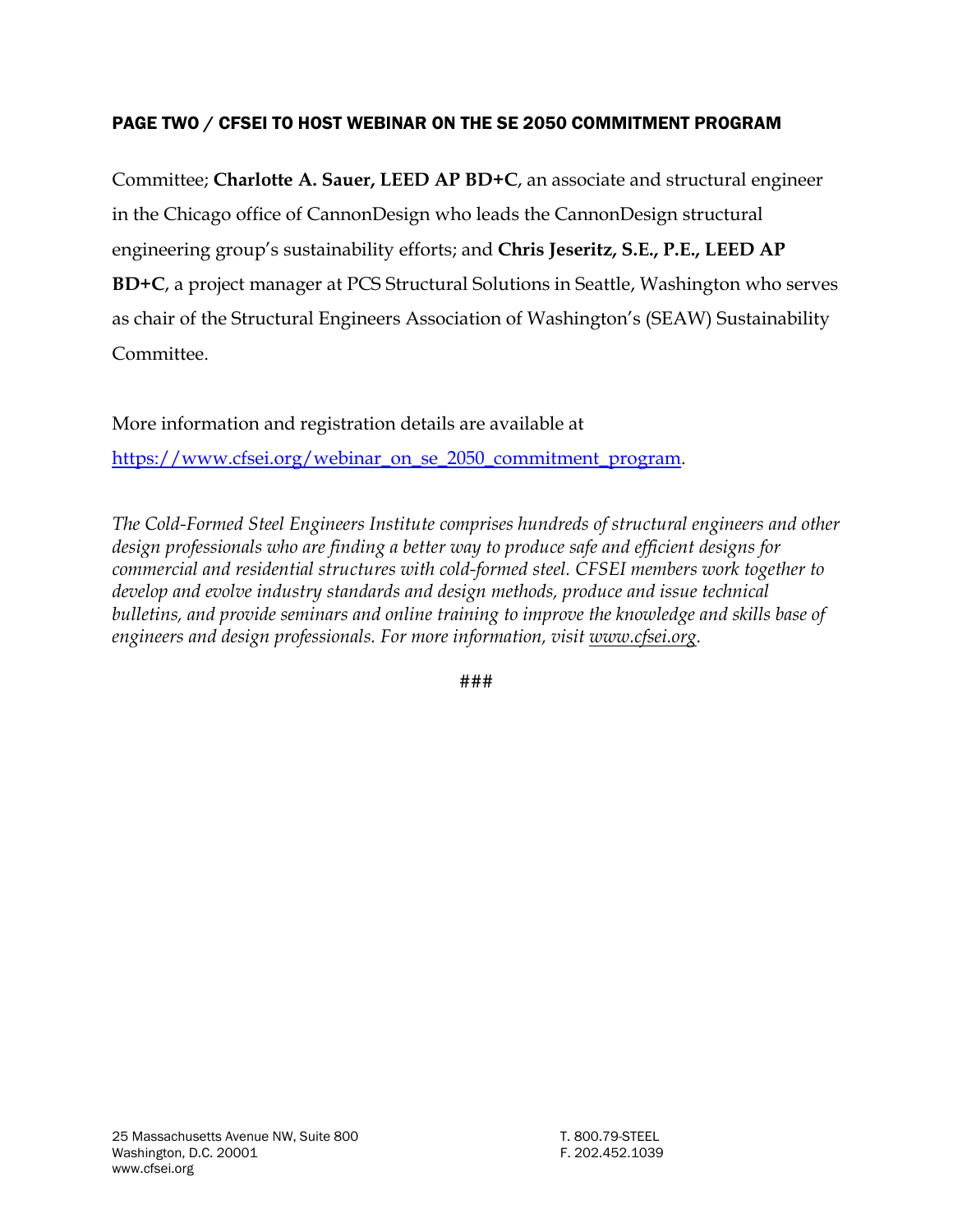Committee; **Charlotte A. Sauer, LEED AP BD+C**, an associate and structural engineer in the Chicago office of CannonDesign who leads the CannonDesign structural engineering group's sustainability efforts; and **Chris Jeseritz, S.E., P.E., LEED AP BD+C**, a project manager at PCS Structural Solutions in Seattle, Washington who serves as chair of the Structural Engineers Association of Washington's (SEAW) Sustainability Committee.

More information and registration details are available at [https://www.cfsei.org/webinar_on_se_2050_commitment_program](https://www.cfsei.org/webinar_on_se_2050_commitment_program).

*The Cold-Formed Steel Engineers Institute comprises hundreds of structural engineers and other design professionals who are finding a better way to produce safe and efficient designs for commercial and residential structures with cold-formed steel. CFSEI members work together to develop and evolve industry standards and design methods, produce and issue technical bulletins, and provide seminars and online training to improve the knowledge and skills base of engineers and design professionals. For more information, visit [www.cfsei.org](http://www.cfsei.org).*

###

25 Massachusetts Avenue NW, Suite 800
Washington, D.C. 20001
www.cfsei.org

T. 800.79-STEEL
F. 202.452.1039